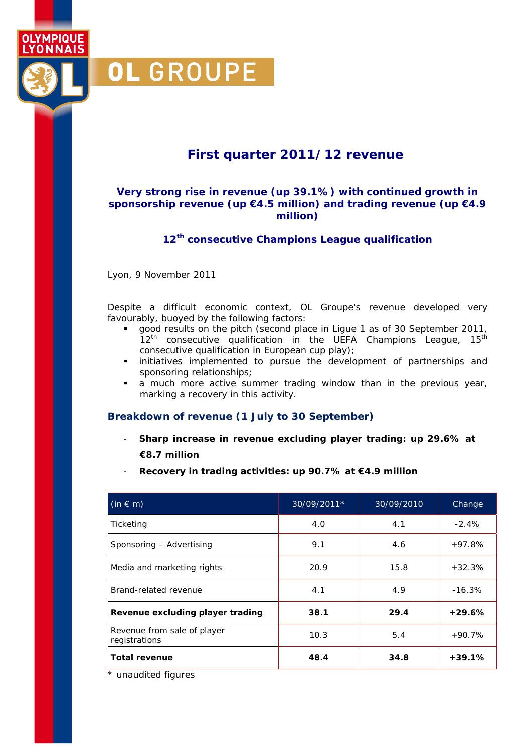# First quarter 2011/12 revenue

### Very strong rise in revenue (up 39.1%) with continued growth in sponsorship revenue (up €4.5 million) and trading revenue (up €4.9 million)

### 12th consecutive Champions League qualification

Lyon, 9 November 2011

Despite a difficult economic context, OL Groupe's revenue developed very favourably, buoyed by the following factors:

- good results on the pitch (second place in Ligue 1 as of 30 September 2011, 12th consecutive qualification in the UEFA Champions League, 15th consecutive qualification in European cup play);
- initiatives implemented to pursue the development of partnerships and sponsoring relationships;
- a much more active summer trading window than in the previous year, marking a recovery in this activity.

## Breakdown of revenue (1 July to 30 September)

- **Sharp increase in revenue excluding player trading: up 29.6% at €8.7 million**
- **Recovery in trading activities: up 90.7% at €4.9 million**

| (in € m) | 30/09/2011* | 30/09/2010 | Change |
|---|---|---|---|
| Ticketing | 4.0 | 4.1 | -2.4% |
| Sponsoring – Advertising | 9.1 | 4.6 | +97.8% |
| Media and marketing rights | 20.9 | 15.8 | +32.3% |
| Brand-related revenue | 4.1 | 4.9 | -16.3% |
| **Revenue excluding player trading** | **38.1** | **29.4** | **+29.6%** |
| Revenue from sale of player registrations | 10.3 | 5.4 | +90.7% |
| **Total revenue** | **48.4** | **34.8** | **+39.1%** |

* unaudited figures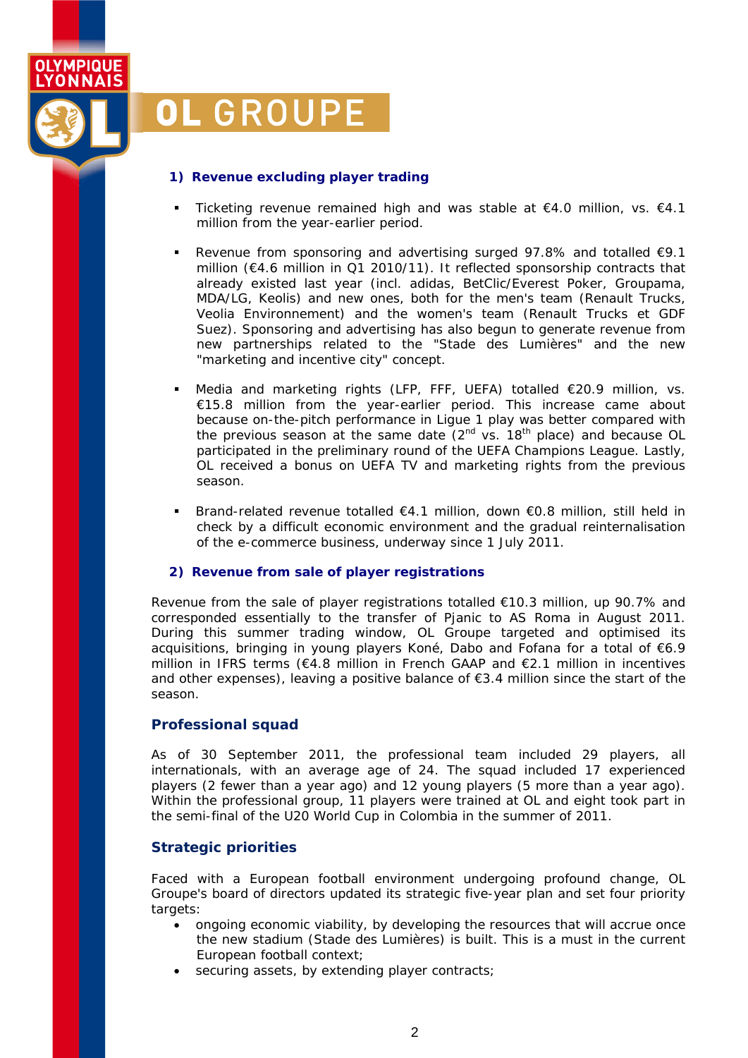### 1) Revenue excluding player trading

- Ticketing revenue remained high and was stable at €4.0 million, vs. €4.1 million from the year-earlier period.
- Revenue from sponsoring and advertising surged 97.8% and totalled €9.1 million (€4.6 million in Q1 2010/11). It reflected sponsorship contracts that already existed last year (incl. adidas, BetClic/Everest Poker, Groupama, MDA/LG, Keolis) and new ones, both for the men's team (Renault Trucks, Veolia Environnement) and the women's team (Renault Trucks et GDF Suez). Sponsoring and advertising has also begun to generate revenue from new partnerships related to the "Stade des Lumières" and the new "marketing and incentive city" concept.
- Media and marketing rights (LFP, FFF, UEFA) totalled €20.9 million, vs. €15.8 million from the year-earlier period. This increase came about because on-the-pitch performance in Ligue 1 play was better compared with the previous season at the same date (2nd vs. 18th place) and because OL participated in the preliminary round of the UEFA Champions League. Lastly, OL received a bonus on UEFA TV and marketing rights from the previous season.
- Brand-related revenue totalled €4.1 million, down €0.8 million, still held in check by a difficult economic environment and the gradual reinternalisation of the e-commerce business, underway since 1 July 2011.

### 2) Revenue from sale of player registrations

Revenue from the sale of player registrations totalled €10.3 million, up 90.7% and corresponded essentially to the transfer of Pjanic to AS Roma in August 2011. During this summer trading window, OL Groupe targeted and optimised its acquisitions, bringing in young players Koné, Dabo and Fofana for a total of €6.9 million in IFRS terms (€4.8 million in French GAAP and €2.1 million in incentives and other expenses), leaving a positive balance of €3.4 million since the start of the season.

## Professional squad

As of 30 September 2011, the professional team included 29 players, all internationals, with an average age of 24. The squad included 17 experienced players (2 fewer than a year ago) and 12 young players (5 more than a year ago). Within the professional group, 11 players were trained at OL and eight took part in the semi-final of the U20 World Cup in Colombia in the summer of 2011.

## Strategic priorities

Faced with a European football environment undergoing profound change, OL Groupe's board of directors updated its strategic five-year plan and set four priority targets:

- ongoing economic viability, by developing the resources that will accrue once the new stadium (Stade des Lumières) is built. This is a must in the current European football context;
- securing assets, by extending player contracts;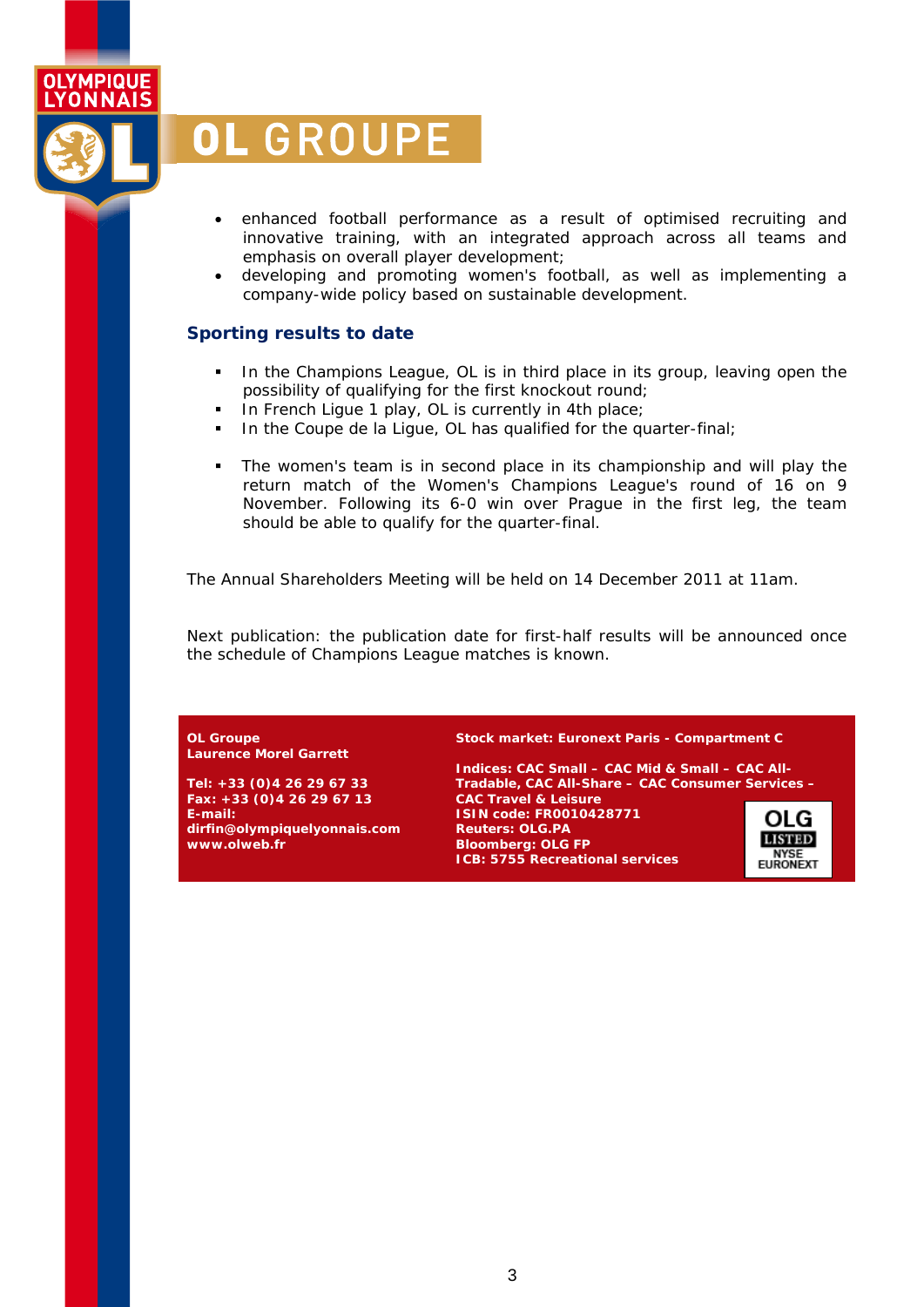- enhanced football performance as a result of optimised recruiting and innovative training, with an integrated approach across all teams and emphasis on overall player development;
- developing and promoting women's football, as well as implementing a company-wide policy based on sustainable development.

## Sporting results to date

- In the Champions League, OL is in third place in its group, leaving open the possibility of qualifying for the first knockout round;
- In French Ligue 1 play, OL is currently in 4th place;
- In the Coupe de la Ligue, OL has qualified for the quarter-final;

- The women's team is in second place in its championship and will play the return match of the Women's Champions League's round of 16 on 9 November. Following its 6-0 win over Prague in the first leg, the team should be able to qualify for the quarter-final.

The Annual Shareholders Meeting will be held on 14 December 2011 at 11am.

Next publication: the publication date for first-half results will be announced once the schedule of Champions League matches is known.

**OL Groupe**
**Laurence Morel Garrett**

**Tel: +33 (0)4 26 29 67 33**
**Fax: +33 (0)4 26 29 67 13**
**E-mail:**
**dirfin@olympiquelyonnais.com**
**www.olweb.fr**

**Stock market: Euronext Paris - Compartment C**

**Indices: CAC Small – CAC Mid & Small – CAC All-Tradable, CAC All-Share – CAC Consumer Services – CAC Travel & Leisure**
**ISIN code: FR0010428771**
**Reuters: OLG.PA**
**Bloomberg: OLG FP**
**ICB: 5755 Recreational services**

OLG LISTED NYSE EURONEXT